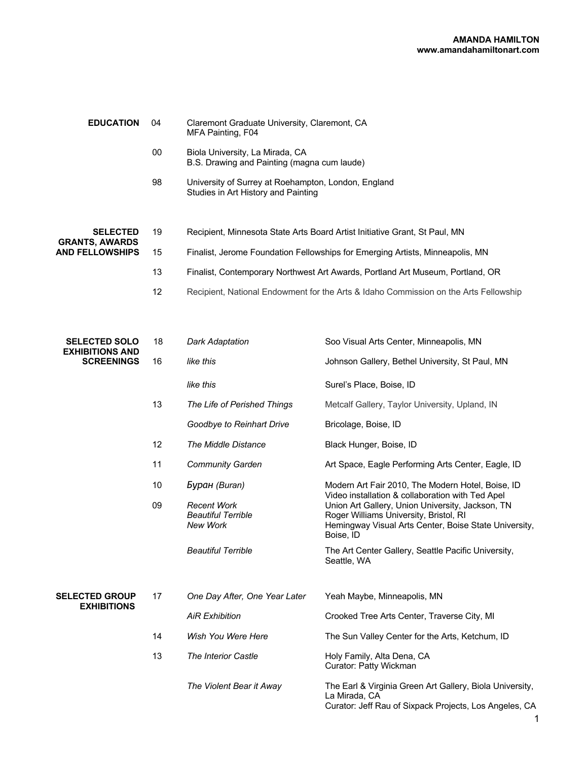**AMANDA HAMILTON**
**www.amandahamiltonart.com**

## EDUCATION

| | |
|---|---|
| 04 | Claremont Graduate University, Claremont, CA<br>MFA Painting, F04 |
| 00 | Biola University, La Mirada, CA<br>B.S. Drawing and Painting (magna cum laude) |
| 98 | University of Surrey at Roehampton, London, England<br>Studies in Art History and Painting |

## SELECTED GRANTS, AWARDS AND FELLOWSHIPS

| | |
|---|---|
| 19 | Recipient, Minnesota State Arts Board Artist Initiative Grant, St Paul, MN |
| 15 | Finalist, Jerome Foundation Fellowships for Emerging Artists, Minneapolis, MN |
| 13 | Finalist, Contemporary Northwest Art Awards, Portland Art Museum, Portland, OR |
| 12 | Recipient, National Endowment for the Arts & Idaho Commission on the Arts Fellowship |

## SELECTED SOLO EXHIBITIONS AND SCREENINGS

| | | |
|---|---|---|
| 18 | *Dark Adaptation* | Soo Visual Arts Center, Minneapolis, MN |
| 16 | *like this* | Johnson Gallery, Bethel University, St Paul, MN |
| | *like this* | Surel's Place, Boise, ID |
| 13 | *The Life of Perished Things* | Metcalf Gallery, Taylor University, Upland, IN |
| | *Goodbye to Reinhart Drive* | Bricolage, Boise, ID |
| 12 | *The Middle Distance* | Black Hunger, Boise, ID |
| 11 | *Community Garden* | Art Space, Eagle Performing Arts Center, Eagle, ID |
| 10 | *Буран (Buran)* | Modern Art Fair 2010, The Modern Hotel, Boise, ID<br>Video installation & collaboration with Ted Apel |
| 09 | *Recent Work* | Union Art Gallery, Union University, Jackson, TN |
| | *Beautiful Terrible* | Roger Williams University, Bristol, RI |
| | *New Work* | Hemingway Visual Arts Center, Boise State University, Boise, ID |
| | *Beautiful Terrible* | The Art Center Gallery, Seattle Pacific University, Seattle, WA |

## SELECTED GROUP EXHIBITIONS

| | | |
|---|---|---|
| 17 | *One Day After, One Year Later* | Yeah Maybe, Minneapolis, MN |
| | *AiR Exhibition* | Crooked Tree Arts Center, Traverse City, MI |
| 14 | *Wish You Were Here* | The Sun Valley Center for the Arts, Ketchum, ID |
| 13 | *The Interior Castle* | Holy Family, Alta Dena, CA<br>Curator: Patty Wickman |
| | *The Violent Bear it Away* | The Earl & Virginia Green Art Gallery, Biola University, La Mirada, CA<br>Curator: Jeff Rau of Sixpack Projects, Los Angeles, CA |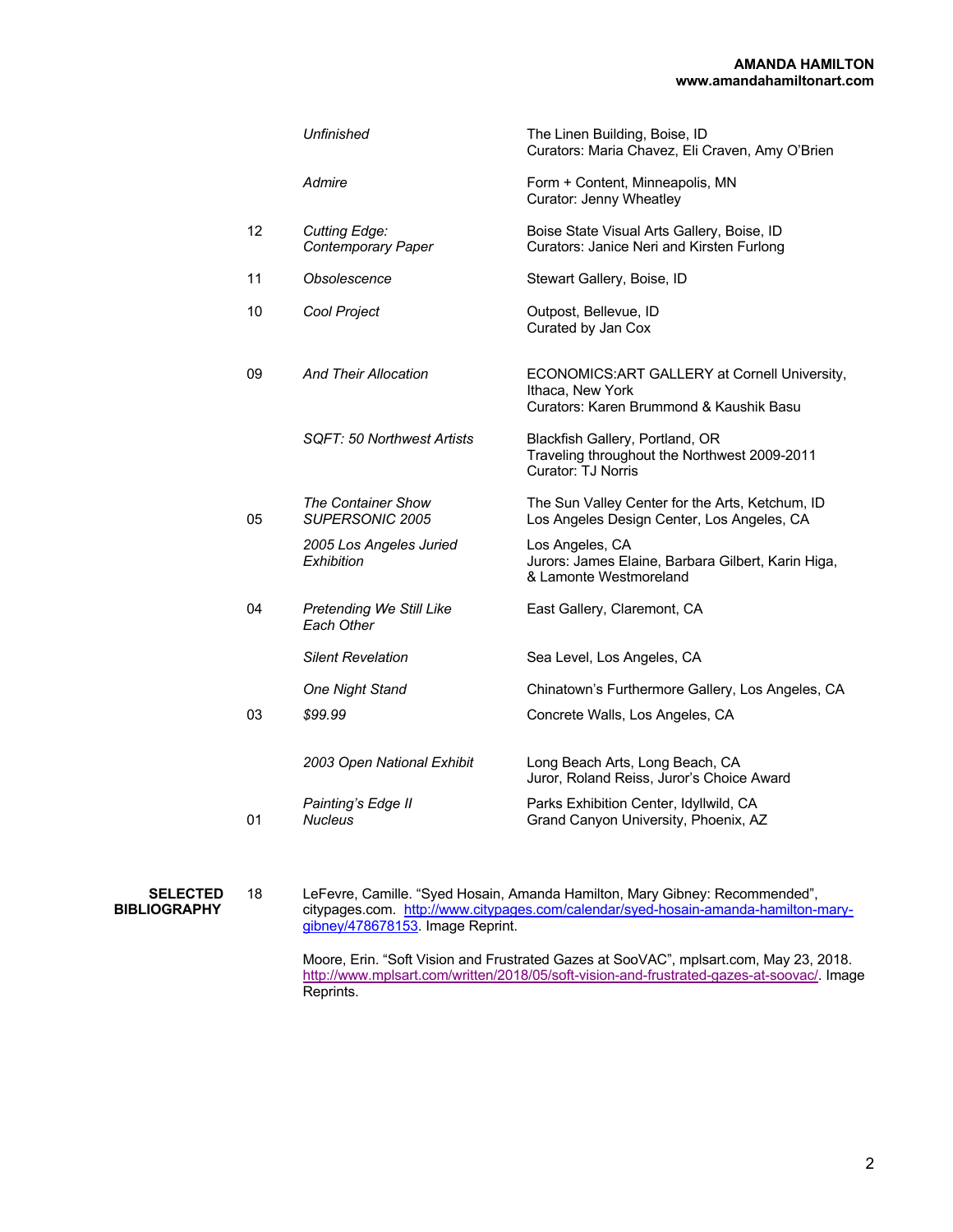| | | |
|---|---|---|
| | *Unfinished* | The Linen Building, Boise, ID<br>Curators: Maria Chavez, Eli Craven, Amy O'Brien |
| | *Admire* | Form + Content, Minneapolis, MN<br>Curator: Jenny Wheatley |
| 12 | *Cutting Edge: Contemporary Paper* | Boise State Visual Arts Gallery, Boise, ID<br>Curators: Janice Neri and Kirsten Furlong |
| 11 | *Obsolescence* | Stewart Gallery, Boise, ID |
| 10 | *Cool Project* | Outpost, Bellevue, ID<br>Curated by Jan Cox |
| 09 | *And Their Allocation* | ECONOMICS:ART GALLERY at Cornell University, Ithaca, New York<br>Curators: Karen Brummond & Kaushik Basu |
| | *SQFT: 50 Northwest Artists* | Blackfish Gallery, Portland, OR<br>Traveling throughout the Northwest 2009-2011<br>Curator: TJ Norris |
| 05 | *The Container Show*<br>*SUPERSONIC 2005* | The Sun Valley Center for the Arts, Ketchum, ID<br>Los Angeles Design Center, Los Angeles, CA |
| | *2005 Los Angeles Juried Exhibition* | Los Angeles, CA<br>Jurors: James Elaine, Barbara Gilbert, Karin Higa, & Lamonte Westmoreland |
| 04 | *Pretending We Still Like Each Other* | East Gallery, Claremont, CA |
| | *Silent Revelation* | Sea Level, Los Angeles, CA |
| | *One Night Stand* | Chinatown's Furthermore Gallery, Los Angeles, CA |
| 03 | *$99.99* | Concrete Walls, Los Angeles, CA |
| | *2003 Open National Exhibit* | Long Beach Arts, Long Beach, CA<br>Juror, Roland Reiss, Juror's Choice Award |
| | *Painting's Edge II* | Parks Exhibition Center, Idyllwild, CA |
| 01 | *Nucleus* | Grand Canyon University, Phoenix, AZ |

**SELECTED BIBLIOGRAPHY**

18 LeFevre, Camille. "Syed Hosain, Amanda Hamilton, Mary Gibney: Recommended", citypages.com. http://www.citypages.com/calendar/syed-hosain-amanda-hamilton-mary-gibney/478678153. Image Reprint.

Moore, Erin. "Soft Vision and Frustrated Gazes at SooVAC", mplsart.com, May 23, 2018. http://www.mplsart.com/written/2018/05/soft-vision-and-frustrated-gazes-at-soovac/. Image Reprints.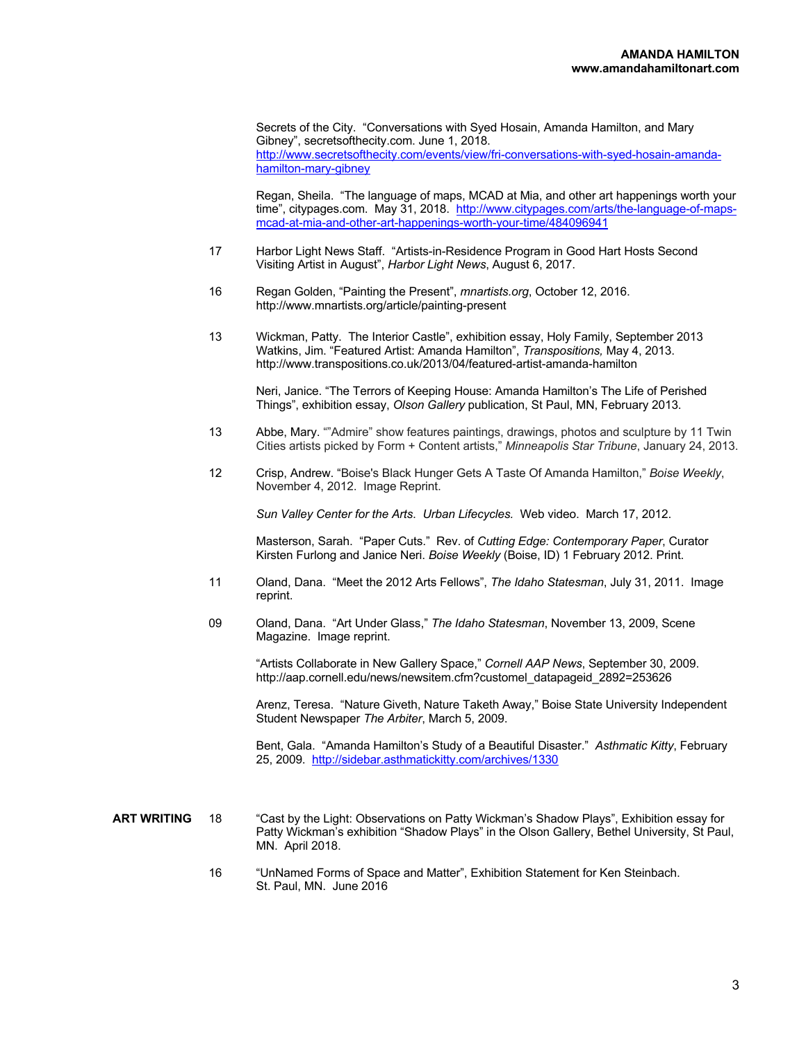Secrets of the City. "Conversations with Syed Hosain, Amanda Hamilton, and Mary Gibney", secretsofthecity.com. June 1, 2018. http://www.secretsofthecity.com/events/view/fri-conversations-with-syed-hosain-amanda-hamilton-mary-gibney

Regan, Sheila. "The language of maps, MCAD at Mia, and other art happenings worth your time", citypages.com. May 31, 2018. http://www.citypages.com/arts/the-language-of-maps-mcad-at-mia-and-other-art-happenings-worth-your-time/484096941

17 Harbor Light News Staff. "Artists-in-Residence Program in Good Hart Hosts Second Visiting Artist in August", *Harbor Light News*, August 6, 2017.

16 Regan Golden, "Painting the Present", *mnartists.org*, October 12, 2016. http://www.mnartists.org/article/painting-present

13 Wickman, Patty. The Interior Castle", exhibition essay, Holy Family, September 2013
Watkins, Jim. "Featured Artist: Amanda Hamilton", *Transpositions,* May 4, 2013. http://www.transpositions.co.uk/2013/04/featured-artist-amanda-hamilton

Neri, Janice. "The Terrors of Keeping House: Amanda Hamilton's The Life of Perished Things", exhibition essay, *Olson Gallery* publication, St Paul, MN, February 2013.

13 Abbe, Mary. ""Admire" show features paintings, drawings, photos and sculpture by 11 Twin Cities artists picked by Form + Content artists," *Minneapolis Star Tribune*, January 24, 2013.

12 Crisp, Andrew. "Boise's Black Hunger Gets A Taste Of Amanda Hamilton," *Boise Weekly*, November 4, 2012. Image Reprint.

*Sun Valley Center for the Arts*. *Urban Lifecycles.* Web video. March 17, 2012.

Masterson, Sarah. "Paper Cuts." Rev. of *Cutting Edge: Contemporary Paper*, Curator Kirsten Furlong and Janice Neri. *Boise Weekly* (Boise, ID) 1 February 2012. Print.

11 Oland, Dana. "Meet the 2012 Arts Fellows", *The Idaho Statesman*, July 31, 2011. Image reprint.

09 Oland, Dana. "Art Under Glass," *The Idaho Statesman*, November 13, 2009, Scene Magazine. Image reprint.

"Artists Collaborate in New Gallery Space," *Cornell AAP News*, September 30, 2009. http://aap.cornell.edu/news/newsitem.cfm?customel_datapageid_2892=253626

Arenz, Teresa. "Nature Giveth, Nature Taketh Away," Boise State University Independent Student Newspaper *The Arbiter*, March 5, 2009.

Bent, Gala. "Amanda Hamilton's Study of a Beautiful Disaster." *Asthmatic Kitty*, February 25, 2009. http://sidebar.asthmatickitty.com/archives/1330

**ART WRITING**

18 "Cast by the Light: Observations on Patty Wickman's Shadow Plays", Exhibition essay for Patty Wickman's exhibition "Shadow Plays" in the Olson Gallery, Bethel University, St Paul, MN. April 2018.

16 "UnNamed Forms of Space and Matter", Exhibition Statement for Ken Steinbach. St. Paul, MN. June 2016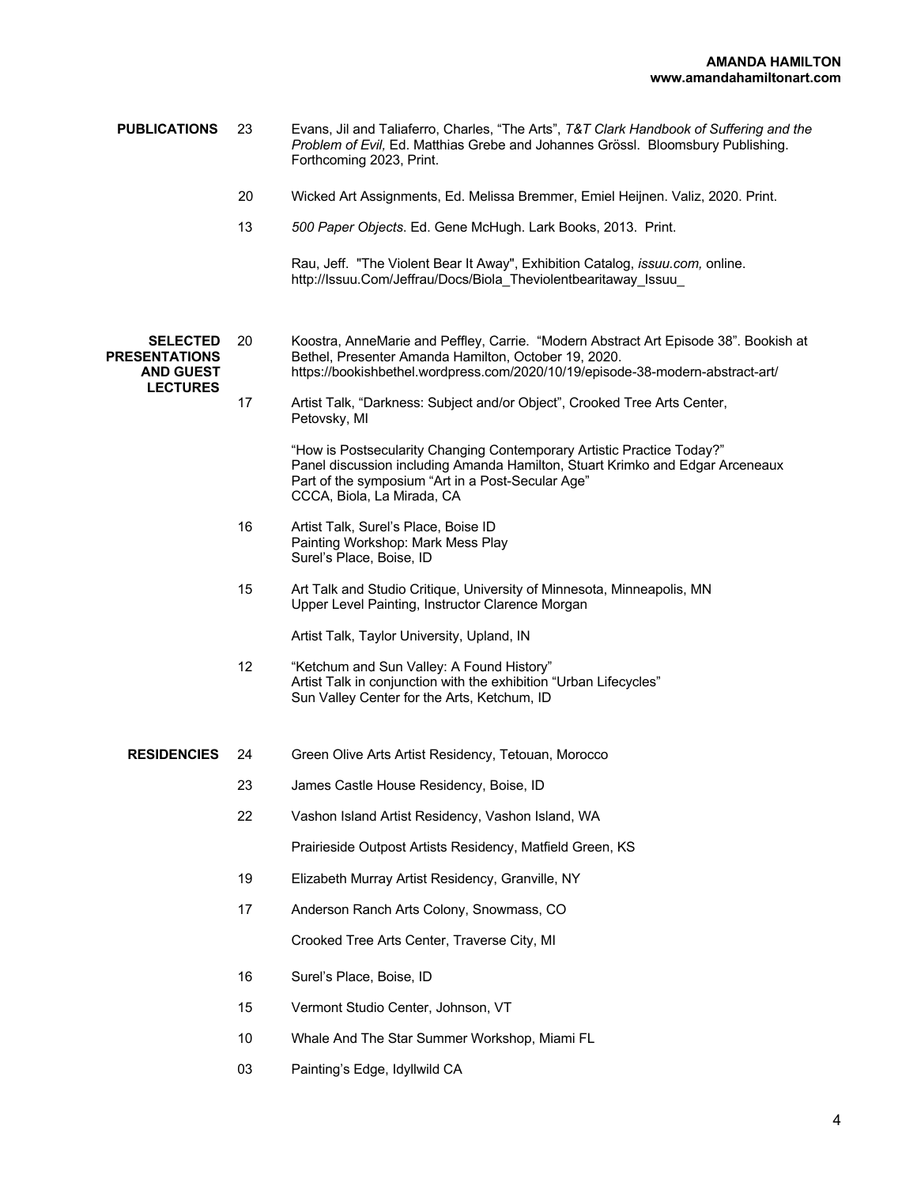## PUBLICATIONS

23 — Evans, Jil and Taliaferro, Charles, “The Arts”, *T&T Clark Handbook of Suffering and the Problem of Evil,* Ed. Matthias Grebe and Johannes Grössl. Bloomsbury Publishing. Forthcoming 2023, Print.

20 — Wicked Art Assignments, Ed. Melissa Bremmer, Emiel Heijnen. Valiz, 2020. Print.

13 — *500 Paper Objects*. Ed. Gene McHugh. Lark Books, 2013. Print.

Rau, Jeff. "The Violent Bear It Away", Exhibition Catalog, *issuu.com,* online. http://Issuu.Com/Jeffrau/Docs/Biola_Theviolentbearitaway_Issuu_

## SELECTED PRESENTATIONS AND GUEST LECTURES

20 — Koostra, AnneMarie and Peffley, Carrie. “Modern Abstract Art Episode 38”. Bookish at Bethel, Presenter Amanda Hamilton, October 19, 2020.
https://bookishbethel.wordpress.com/2020/10/19/episode-38-modern-abstract-art/

17 — Artist Talk, “Darkness: Subject and/or Object”, Crooked Tree Arts Center, Petovsky, MI

“How is Postsecularity Changing Contemporary Artistic Practice Today?”
Panel discussion including Amanda Hamilton, Stuart Krimko and Edgar Arceneaux
Part of the symposium “Art in a Post-Secular Age”
CCCA, Biola, La Mirada, CA

16 — Artist Talk, Surel’s Place, Boise ID
Painting Workshop: Mark Mess Play
Surel’s Place, Boise, ID

15 — Art Talk and Studio Critique, University of Minnesota, Minneapolis, MN
Upper Level Painting, Instructor Clarence Morgan

Artist Talk, Taylor University, Upland, IN

12 — “Ketchum and Sun Valley: A Found History”
Artist Talk in conjunction with the exhibition “Urban Lifecycles”
Sun Valley Center for the Arts, Ketchum, ID

## RESIDENCIES

24 — Green Olive Arts Artist Residency, Tetouan, Morocco

23 — James Castle House Residency, Boise, ID

22 — Vashon Island Artist Residency, Vashon Island, WA

Prairieside Outpost Artists Residency, Matfield Green, KS

19 — Elizabeth Murray Artist Residency, Granville, NY

17 — Anderson Ranch Arts Colony, Snowmass, CO

Crooked Tree Arts Center, Traverse City, MI

16 — Surel’s Place, Boise, ID

15 — Vermont Studio Center, Johnson, VT

10 — Whale And The Star Summer Workshop, Miami FL

03 — Painting’s Edge, Idyllwild CA